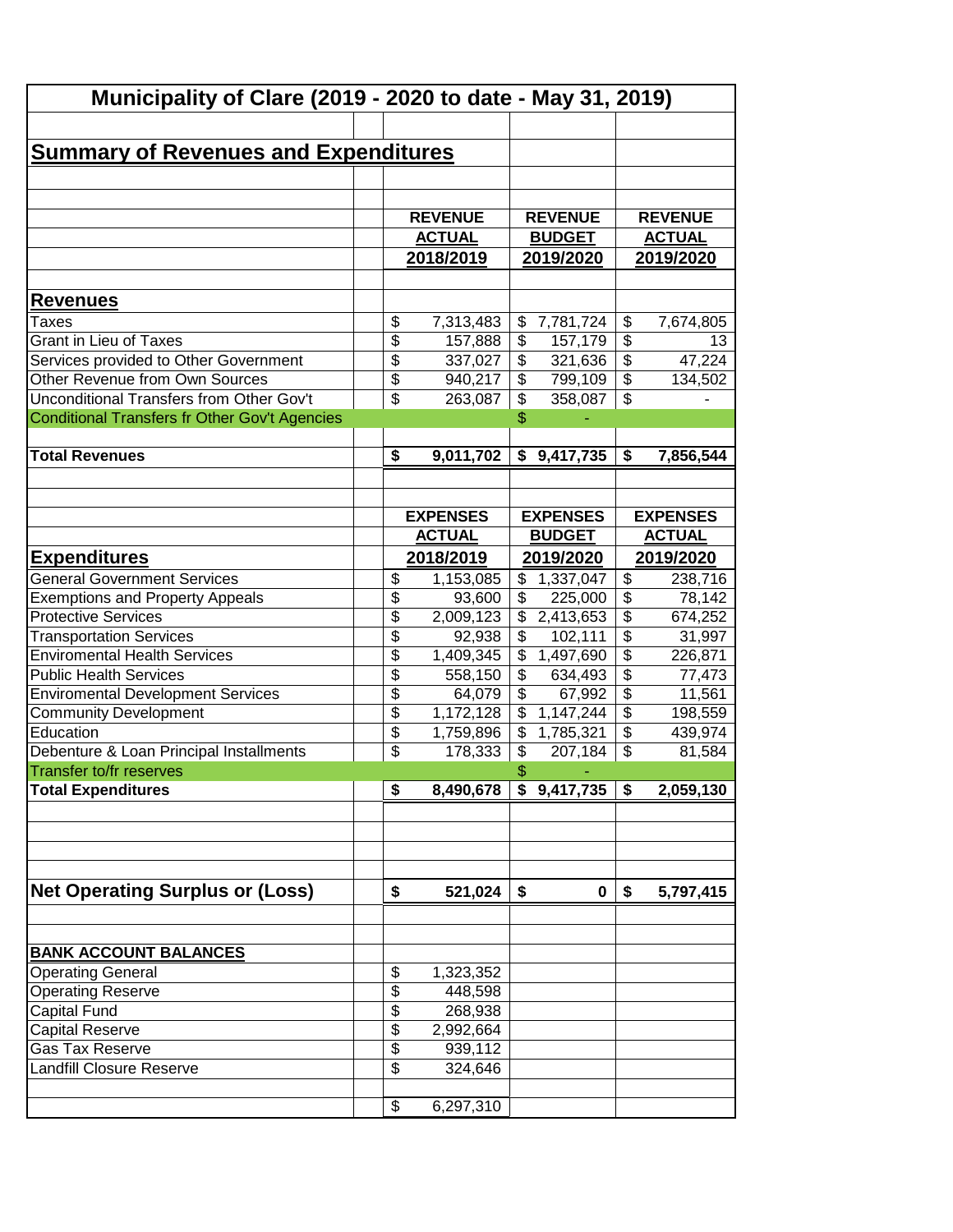# Municipality of Clare (2019 - 2020 to date - May 31, 2019)

## Summary of Revenues and Expenditures

| | REVENUE ACTUAL 2018/2019 | REVENUE BUDGET 2019/2020 | REVENUE ACTUAL 2019/2020 |
|---|---|---|---|
| **Revenues** | | | |
| Taxes | $ 7,313,483 | $ 7,781,724 | $ 7,674,805 |
| Grant in Lieu of Taxes | $ 157,888 | $ 157,179 | $ 13 |
| Services provided to Other Government | $ 337,027 | $ 321,636 | $ 47,224 |
| Other Revenue from Own Sources | $ 940,217 | $ 799,109 | $ 134,502 |
| Unconditional Transfers from Other Gov't | $ 263,087 | $ 358,087 | $ - |
| Conditional Transfers fr Other Gov't Agencies | | $ - | |
| **Total Revenues** | **$ 9,011,702** | **$ 9,417,735** | **$ 7,856,544** |

| | EXPENSES ACTUAL 2018/2019 | EXPENSES BUDGET 2019/2020 | EXPENSES ACTUAL 2019/2020 |
|---|---|---|---|
| **Expenditures** | | | |
| General Government Services | $ 1,153,085 | $ 1,337,047 | $ 238,716 |
| Exemptions and Property Appeals | $ 93,600 | $ 225,000 | $ 78,142 |
| Protective Services | $ 2,009,123 | $ 2,413,653 | $ 674,252 |
| Transportation Services | $ 92,938 | $ 102,111 | $ 31,997 |
| Enviromental Health Services | $ 1,409,345 | $ 1,497,690 | $ 226,871 |
| Public Health Services | $ 558,150 | $ 634,493 | $ 77,473 |
| Enviromental Development Services | $ 64,079 | $ 67,992 | $ 11,561 |
| Community Development | $ 1,172,128 | $ 1,147,244 | $ 198,559 |
| Education | $ 1,759,896 | $ 1,785,321 | $ 439,974 |
| Debenture & Loan Principal Installments | $ 178,333 | $ 207,184 | $ 81,584 |
| Transfer to/fr reserves | | $ - | |
| **Total Expenditures** | **$ 8,490,678** | **$ 9,417,735** | **$ 2,059,130** |
| | | | |
| **Net Operating Surplus or (Loss)** | **$ 521,024** | **$ 0** | **$ 5,797,415** |

| BANK ACCOUNT BALANCES | |
|---|---|
| Operating General | $ 1,323,352 |
| Operating Reserve | $ 448,598 |
| Capital Fund | $ 268,938 |
| Capital Reserve | $ 2,992,664 |
| Gas Tax Reserve | $ 939,112 |
| Landfill Closure Reserve | $ 324,646 |
| | $ 6,297,310 |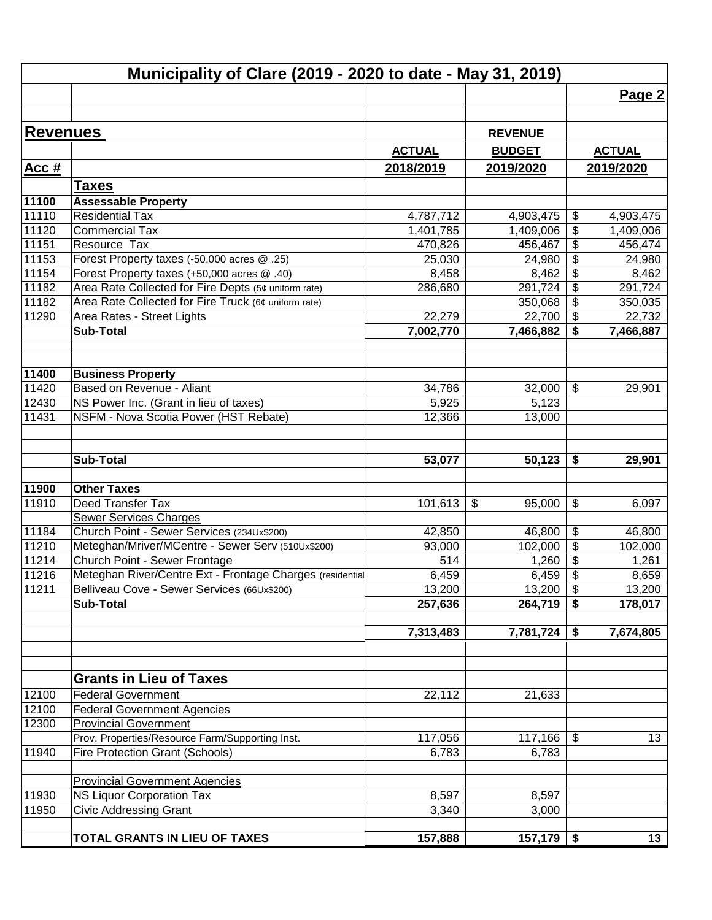## Municipality of Clare (2019 - 2020 to date - May 31, 2019)

Page 2

| Acc # | Revenues | ACTUAL 2018/2019 | REVENUE BUDGET 2019/2020 | ACTUAL 2019/2020 |
|---|---|---|---|---|
| | **Taxes** | | | |
| **11100** | **Assessable Property** | | | |
| 11110 | Residential Tax | 4,787,712 | 4,903,475 | $ 4,903,475 |
| 11120 | Commercial Tax | 1,401,785 | 1,409,006 | $ 1,409,006 |
| 11151 | Resource Tax | 470,826 | 456,467 | $ 456,474 |
| 11153 | Forest Property taxes (-50,000 acres @ .25) | 25,030 | 24,980 | $ 24,980 |
| 11154 | Forest Property taxes (+50,000 acres @ .40) | 8,458 | 8,462 | $ 8,462 |
| 11182 | Area Rate Collected for Fire Depts (5¢ uniform rate) | 286,680 | 291,724 | $ 291,724 |
| 11182 | Area Rate Collected for Fire Truck (6¢ uniform rate) | | 350,068 | $ 350,035 |
| 11290 | Area Rates - Street Lights | 22,279 | 22,700 | $ 22,732 |
| | **Sub-Total** | **7,002,770** | **7,466,882** | **$ 7,466,887** |
| | | | | |
| **11400** | **Business Property** | | | |
| 11420 | Based on Revenue - Aliant | 34,786 | 32,000 | $ 29,901 |
| 12430 | NS Power Inc. (Grant in lieu of taxes) | 5,925 | 5,123 | |
| 11431 | NSFM - Nova Scotia Power (HST Rebate) | 12,366 | 13,000 | |
| | **Sub-Total** | **53,077** | **50,123** | **$ 29,901** |
| | | | | |
| **11900** | **Other Taxes** | | | |
| 11910 | Deed Transfer Tax | 101,613 | $ 95,000 | $ 6,097 |
| | Sewer Services Charges | | | |
| 11184 | Church Point - Sewer Services (234Ux$200) | 42,850 | 46,800 | $ 46,800 |
| 11210 | Meteghan/Mriver/MCentre - Sewer Serv (510Ux$200) | 93,000 | 102,000 | $ 102,000 |
| 11214 | Church Point - Sewer Frontage | 514 | 1,260 | $ 1,261 |
| 11216 | Meteghan River/Centre Ext - Frontage Charges (residential | 6,459 | 6,459 | $ 8,659 |
| 11211 | Belliveau Cove - Sewer Services (66Ux$200) | 13,200 | 13,200 | $ 13,200 |
| | **Sub-Total** | **257,636** | **264,719** | **$ 178,017** |
| | | | | |
| | | **7,313,483** | **7,781,724** | **$ 7,674,805** |
| | | | | |
| | **Grants in Lieu of Taxes** | | | |
| 12100 | Federal Government | 22,112 | 21,633 | |
| 12100 | Federal Government Agencies | | | |
| 12300 | Provincial Government | | | |
| | Prov. Properties/Resource Farm/Supporting Inst. | 117,056 | 117,166 | $ 13 |
| 11940 | Fire Protection Grant (Schools) | 6,783 | 6,783 | |
| | | | | |
| | Provincial Government Agencies | | | |
| 11930 | NS Liquor Corporation Tax | 8,597 | 8,597 | |
| 11950 | Civic Addressing Grant | 3,340 | 3,000 | |
| | | | | |
| | **TOTAL GRANTS IN LIEU OF TAXES** | **157,888** | **157,179** | **$ 13** |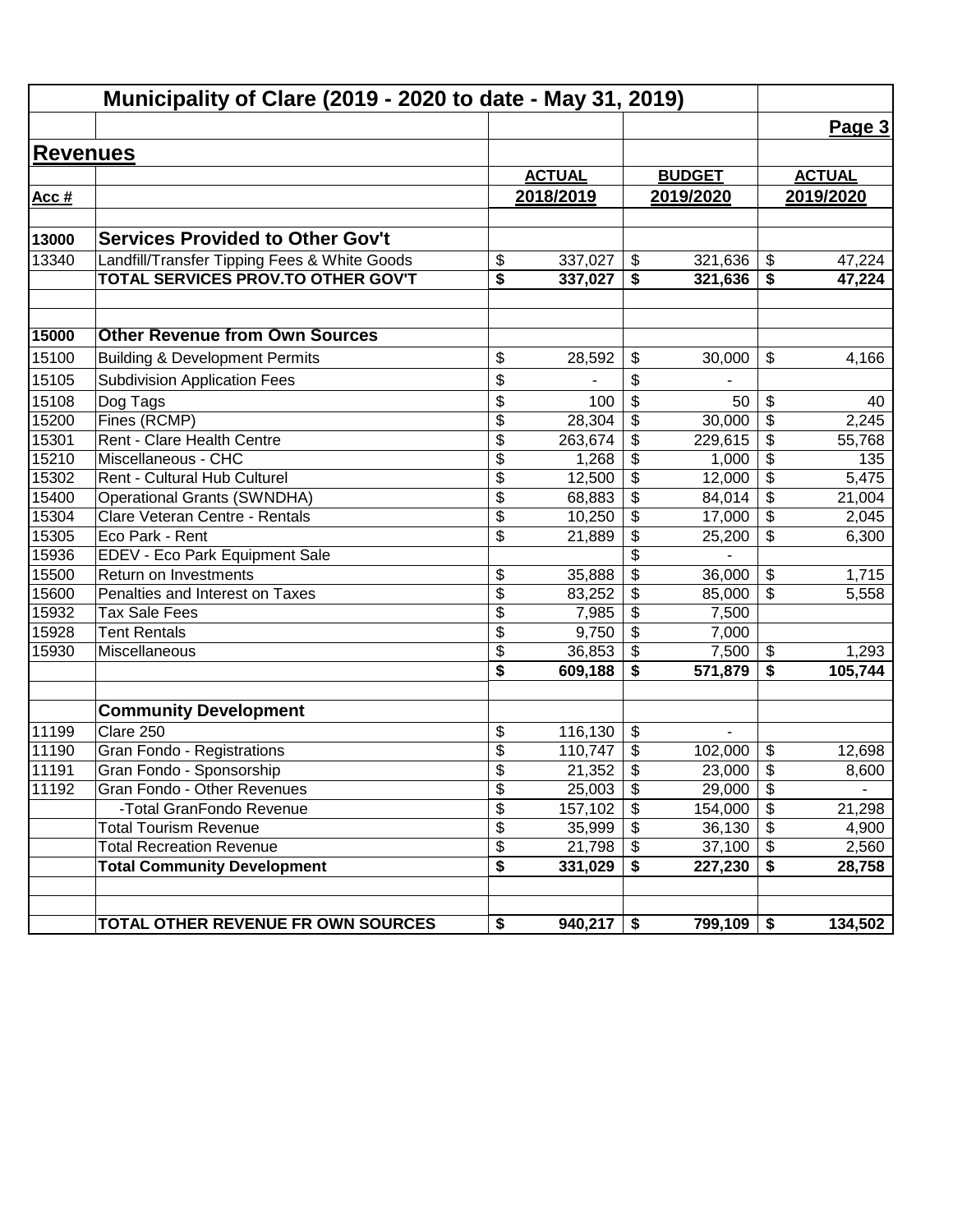# Municipality of Clare (2019 - 2020 to date - May 31, 2019)

**Page 3**

## Revenues

| Acc # | | ACTUAL 2018/2019 | BUDGET 2019/2020 | ACTUAL 2019/2020 |
|---|---|---|---|---|
| 13000 | **Services Provided to Other Gov't** | | | |
| 13340 | Landfill/Transfer Tipping Fees & White Goods | $ 337,027 | $ 321,636 | $ 47,224 |
| | **TOTAL SERVICES PROV.TO OTHER GOV'T** | **$ 337,027** | **$ 321,636** | **$ 47,224** |
| | | | | |
| 15000 | **Other Revenue from Own Sources** | | | |
| 15100 | Building & Development Permits | $ 28,592 | $ 30,000 | $ 4,166 |
| 15105 | Subdivision Application Fees | $ - | $ - | |
| 15108 | Dog Tags | $ 100 | $ 50 | $ 40 |
| 15200 | Fines (RCMP) | $ 28,304 | $ 30,000 | $ 2,245 |
| 15301 | Rent - Clare Health Centre | $ 263,674 | $ 229,615 | $ 55,768 |
| 15210 | Miscellaneous - CHC | $ 1,268 | $ 1,000 | $ 135 |
| 15302 | Rent - Cultural Hub Culturel | $ 12,500 | $ 12,000 | $ 5,475 |
| 15400 | Operational Grants (SWNDHA) | $ 68,883 | $ 84,014 | $ 21,004 |
| 15304 | Clare Veteran Centre - Rentals | $ 10,250 | $ 17,000 | $ 2,045 |
| 15305 | Eco Park - Rent | $ 21,889 | $ 25,200 | $ 6,300 |
| 15936 | EDEV - Eco Park Equipment Sale | | $ - | |
| 15500 | Return on Investments | $ 35,888 | $ 36,000 | $ 1,715 |
| 15600 | Penalties and Interest on Taxes | $ 83,252 | $ 85,000 | $ 5,558 |
| 15932 | Tax Sale Fees | $ 7,985 | $ 7,500 | |
| 15928 | Tent Rentals | $ 9,750 | $ 7,000 | |
| 15930 | Miscellaneous | $ 36,853 | $ 7,500 | $ 1,293 |
| | | **$ 609,188** | **$ 571,879** | **$ 105,744** |
| | | | | |
| | **Community Development** | | | |
| 11199 | Clare 250 | $ 116,130 | $ - | |
| 11190 | Gran Fondo - Registrations | $ 110,747 | $ 102,000 | $ 12,698 |
| 11191 | Gran Fondo - Sponsorship | $ 21,352 | $ 23,000 | $ 8,600 |
| 11192 | Gran Fondo - Other Revenues | $ 25,003 | $ 29,000 | $ - |
| | -Total GranFondo Revenue | $ 157,102 | $ 154,000 | $ 21,298 |
| | Total Tourism Revenue | $ 35,999 | $ 36,130 | $ 4,900 |
| | Total Recreation Revenue | $ 21,798 | $ 37,100 | $ 2,560 |
| | **Total Community Development** | **$ 331,029** | **$ 227,230** | **$ 28,758** |
| | | | | |
| | **TOTAL OTHER REVENUE FR OWN SOURCES** | **$ 940,217** | **$ 799,109** | **$ 134,502** |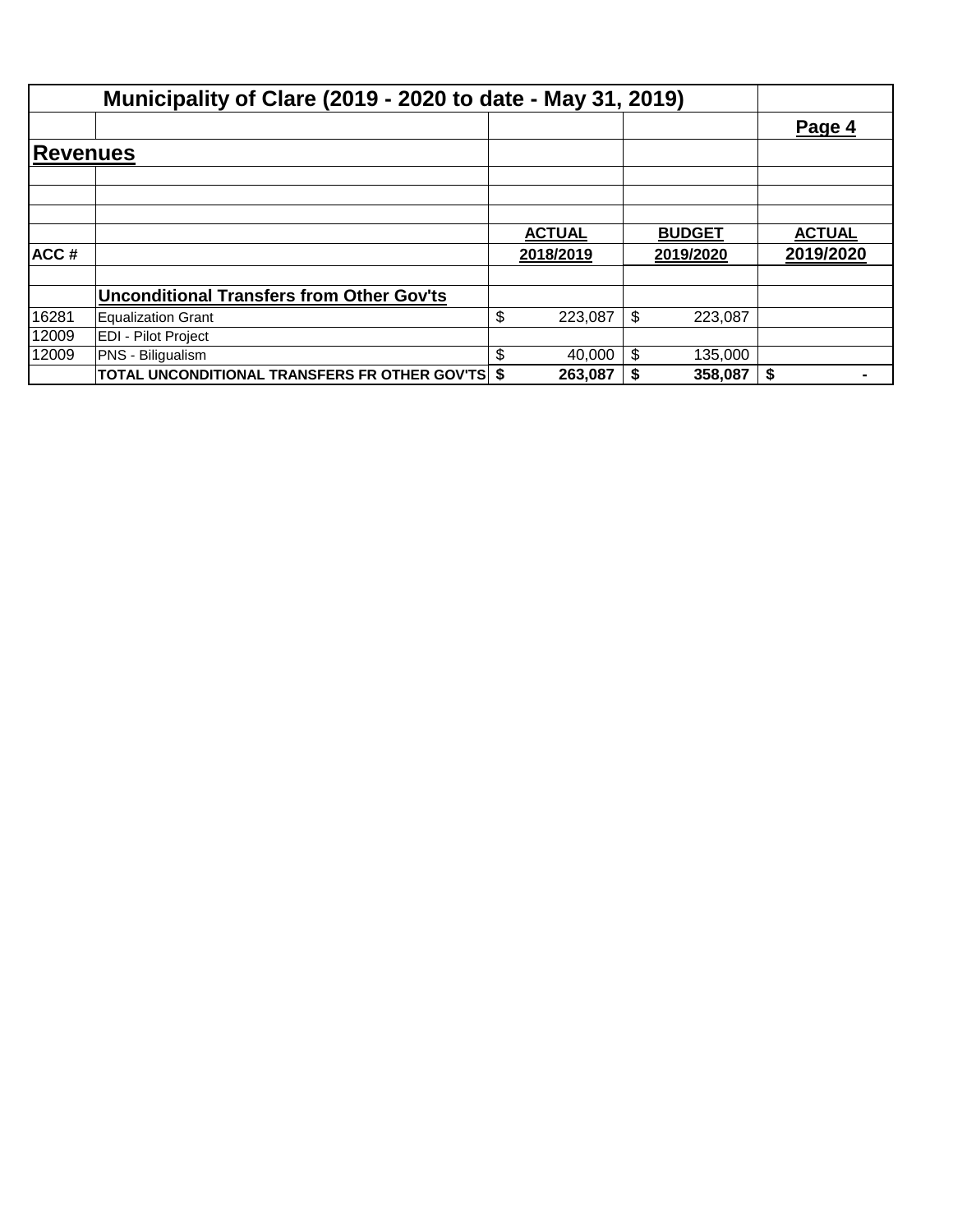# Municipality of Clare (2019 - 2020 to date - May 31, 2019)

**Page 4**

## Revenues

| ACC # | | ACTUAL 2018/2019 | BUDGET 2019/2020 | ACTUAL 2019/2020 |
|---|---|---|---|---|
| | **Unconditional Transfers from Other Gov'ts** | | | |
| 16281 | Equalization Grant | $ 223,087 | $ 223,087 | |
| 12009 | EDI - Pilot Project | | | |
| 12009 | PNS - Biligualism | $ 40,000 | $ 135,000 | |
| | **TOTAL UNCONDITIONAL TRANSFERS FR OTHER GOV'TS** | **$ 263,087** | **$ 358,087** | **$ -** |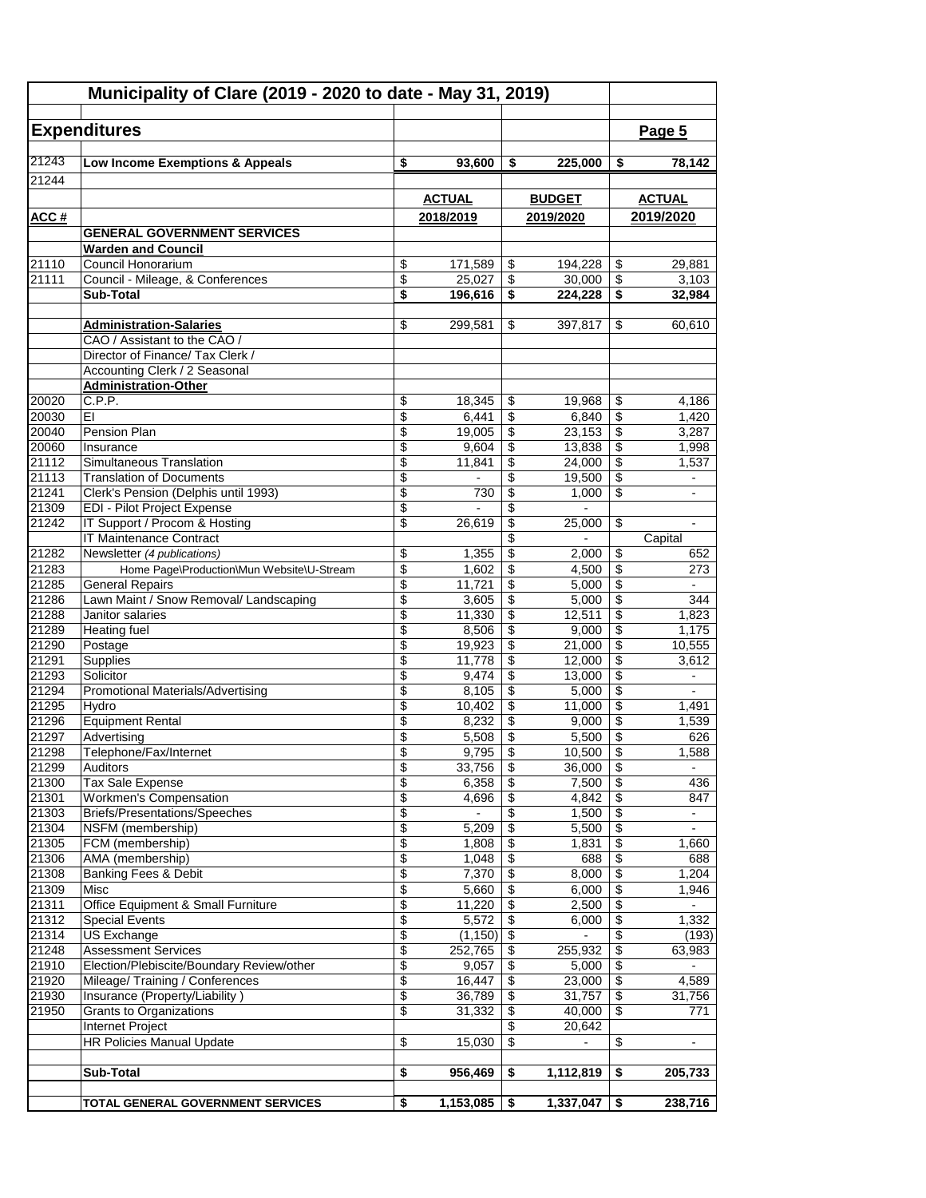## Municipality of Clare (2019 - 2020 to date - May 31, 2019)

### Expenditures

**Page 5**

| ACC # | | ACTUAL 2018/2019 | BUDGET 2019/2020 | ACTUAL 2019/2020 |
|---|---|---|---|---|
| 21243 | **Low Income Exemptions & Appeals** | **$ 93,600** | **$ 225,000** | **$ 78,142** |
| 21244 | | | | |
| | **GENERAL GOVERNMENT SERVICES** | | | |
| | **Warden and Council** | | | |
| 21110 | Council Honorarium | $ 171,589 | $ 194,228 | $ 29,881 |
| 21111 | Council - Mileage, & Conferences | $ 25,027 | $ 30,000 | $ 3,103 |
| | **Sub-Total** | **$ 196,616** | **$ 224,228** | **$ 32,984** |
| | | | | |
| | **Administration-Salaries** | $ 299,581 | $ 397,817 | $ 60,610 |
| | CAO / Assistant to the CAO / | | | |
| | Director of Finance/ Tax Clerk / | | | |
| | Accounting Clerk / 2 Seasonal | | | |
| | **Administration-Other** | | | |
| 20020 | C.P.P. | $ 18,345 | $ 19,968 | $ 4,186 |
| 20030 | EI | $ 6,441 | $ 6,840 | $ 1,420 |
| 20040 | Pension Plan | $ 19,005 | $ 23,153 | $ 3,287 |
| 20060 | Insurance | $ 9,604 | $ 13,838 | $ 1,998 |
| 21112 | Simultaneous Translation | $ 11,841 | $ 24,000 | $ 1,537 |
| 21113 | Translation of Documents | $ - | $ 19,500 | $ - |
| 21241 | Clerk's Pension (Delphis until 1993) | $ 730 | $ 1,000 | $ - |
| 21309 | EDI - Pilot Project Expense | $ - | $ - | |
| 21242 | IT Support / Procom & Hosting | $ 26,619 | $ 25,000 | $ - |
| | IT Maintenance Contract | | $ - | Capital |
| 21282 | Newsletter *(4 publications)* | $ 1,355 | $ 2,000 | $ 652 |
| 21283 | Home Page\Production\Mun Website\U-Stream | $ 1,602 | $ 4,500 | $ 273 |
| 21285 | General Repairs | $ 11,721 | $ 5,000 | $ - |
| 21286 | Lawn Maint / Snow Removal/ Landscaping | $ 3,605 | $ 5,000 | $ 344 |
| 21288 | Janitor salaries | $ 11,330 | $ 12,511 | $ 1,823 |
| 21289 | Heating fuel | $ 8,506 | $ 9,000 | $ 1,175 |
| 21290 | Postage | $ 19,923 | $ 21,000 | $ 10,555 |
| 21291 | Supplies | $ 11,778 | $ 12,000 | $ 3,612 |
| 21293 | Solicitor | $ 9,474 | $ 13,000 | $ - |
| 21294 | Promotional Materials/Advertising | $ 8,105 | $ 5,000 | $ - |
| 21295 | Hydro | $ 10,402 | $ 11,000 | $ 1,491 |
| 21296 | Equipment Rental | $ 8,232 | $ 9,000 | $ 1,539 |
| 21297 | Advertising | $ 5,508 | $ 5,500 | $ 626 |
| 21298 | Telephone/Fax/Internet | $ 9,795 | $ 10,500 | $ 1,588 |
| 21299 | Auditors | $ 33,756 | $ 36,000 | $ - |
| 21300 | Tax Sale Expense | $ 6,358 | $ 7,500 | $ 436 |
| 21301 | Workmen's Compensation | $ 4,696 | $ 4,842 | $ 847 |
| 21303 | Briefs/Presentations/Speeches | $ - | $ 1,500 | $ - |
| 21304 | NSFM (membership) | $ 5,209 | $ 5,500 | $ - |
| 21305 | FCM (membership) | $ 1,808 | $ 1,831 | $ 1,660 |
| 21306 | AMA (membership) | $ 1,048 | $ 688 | $ 688 |
| 21308 | Banking Fees & Debit | $ 7,370 | $ 8,000 | $ 1,204 |
| 21309 | Misc | $ 5,660 | $ 6,000 | $ 1,946 |
| 21311 | Office Equipment & Small Furniture | $ 11,220 | $ 2,500 | $ - |
| 21312 | Special Events | $ 5,572 | $ 6,000 | $ 1,332 |
| 21314 | US Exchange | $ (1,150) | $ - | $ (193) |
| 21248 | Assessment Services | $ 252,765 | $ 255,932 | $ 63,983 |
| 21910 | Election/Plebiscite/Boundary Review/other | $ 9,057 | $ 5,000 | $ - |
| 21920 | Mileage/ Training / Conferences | $ 16,447 | $ 23,000 | $ 4,589 |
| 21930 | Insurance (Property/Liability ) | $ 36,789 | $ 31,757 | $ 31,756 |
| 21950 | Grants to Organizations | $ 31,332 | $ 40,000 | $ 771 |
| | Internet Project | | $ 20,642 | |
| | HR Policies Manual Update | $ 15,030 | $ - | $ - |
| | | | | |
| | **Sub-Total** | **$ 956,469** | **$ 1,112,819** | **$ 205,733** |
| | | | | |
| | **TOTAL GENERAL GOVERNMENT SERVICES** | **$ 1,153,085** | **$ 1,337,047** | **$ 238,716** |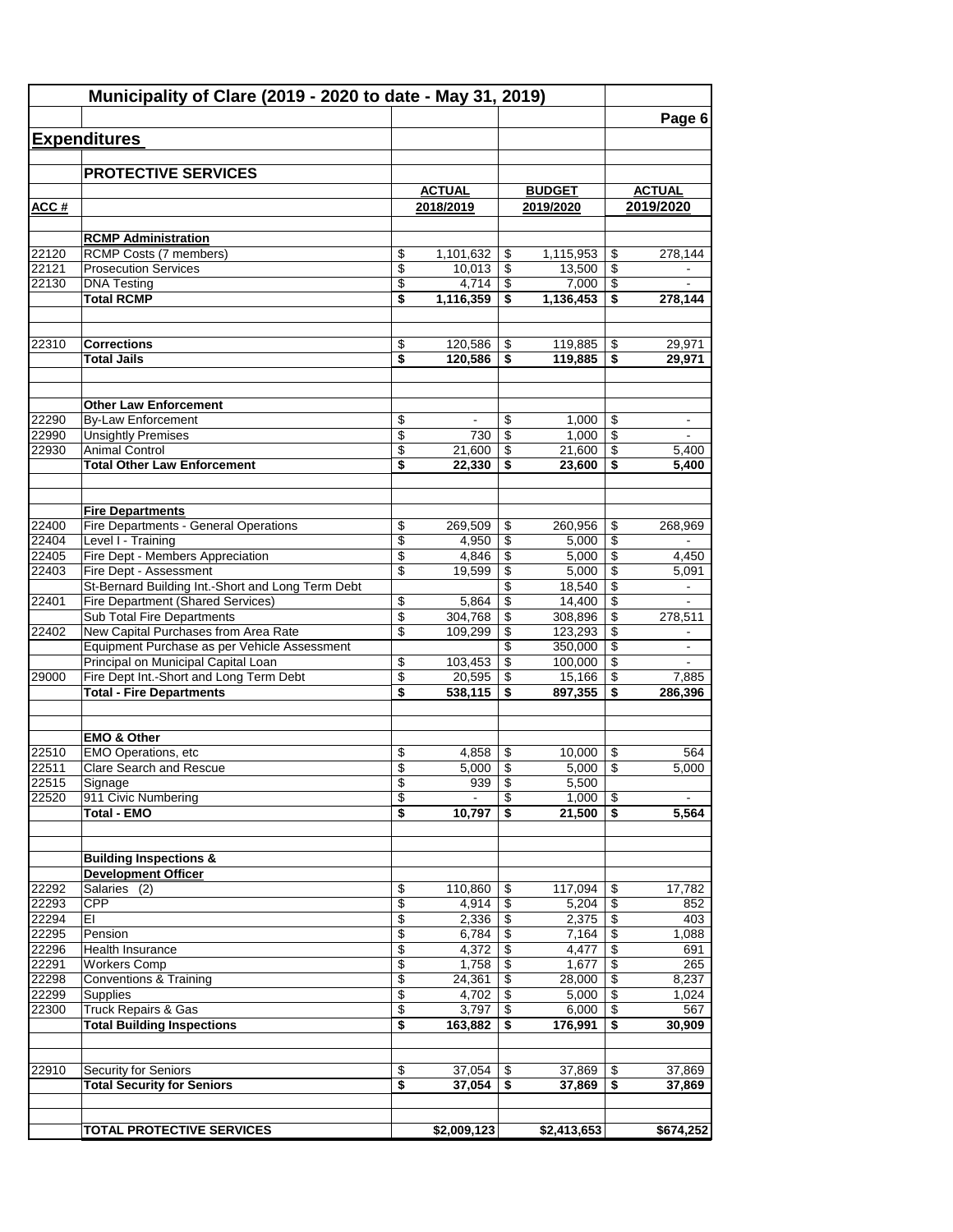# Municipality of Clare (2019 - 2020 to date - May 31, 2019)

## Expenditures

### PROTECTIVE SERVICES

| ACC # | | ACTUAL 2018/2019 | BUDGET 2019/2020 | ACTUAL 2019/2020 |
|---|---|---|---|---|
| | **RCMP Administration** | | | |
| 22120 | RCMP Costs (7 members) | $ 1,101,632 | $ 1,115,953 | $ 278,144 |
| 22121 | Prosecution Services | $ 10,013 | $ 13,500 | $ - |
| 22130 | DNA Testing | $ 4,714 | $ 7,000 | $ - |
| | **Total RCMP** | **$ 1,116,359** | **$ 1,136,453** | **$ 278,144** |
| | | | | |
| 22310 | **Corrections** | $ 120,586 | $ 119,885 | $ 29,971 |
| | **Total Jails** | **$ 120,586** | **$ 119,885** | **$ 29,971** |
| | | | | |
| | **Other Law Enforcement** | | | |
| 22290 | By-Law Enforcement | $ - | $ 1,000 | $ - |
| 22990 | Unsightly Premises | $ 730 | $ 1,000 | $ - |
| 22930 | Animal Control | $ 21,600 | $ 21,600 | $ 5,400 |
| | **Total Other Law Enforcement** | **$ 22,330** | **$ 23,600** | **$ 5,400** |
| | | | | |
| | **Fire Departments** | | | |
| 22400 | Fire Departments - General Operations | $ 269,509 | $ 260,956 | $ 268,969 |
| 22404 | Level I - Training | $ 4,950 | $ 5,000 | $ - |
| 22405 | Fire Dept - Members Appreciation | $ 4,846 | $ 5,000 | $ 4,450 |
| 22403 | Fire Dept - Assessment | $ 19,599 | $ 5,000 | $ 5,091 |
| | St-Bernard Building Int.-Short and Long Term Debt | | $ 18,540 | $ - |
| 22401 | Fire Department (Shared Services) | $ 5,864 | $ 14,400 | $ - |
| | Sub Total Fire Departments | $ 304,768 | $ 308,896 | $ 278,511 |
| 22402 | New Capital Purchases from Area Rate | $ 109,299 | $ 123,293 | $ - |
| | Equipment Purchase as per Vehicle Assessment | | $ 350,000 | $ - |
| | Principal on Municipal Capital Loan | $ 103,453 | $ 100,000 | $ - |
| 29000 | Fire Dept Int.-Short and Long Term Debt | $ 20,595 | $ 15,166 | $ 7,885 |
| | **Total - Fire Departments** | **$ 538,115** | **$ 897,355** | **$ 286,396** |
| | | | | |
| | **EMO & Other** | | | |
| 22510 | EMO Operations, etc | $ 4,858 | $ 10,000 | $ 564 |
| 22511 | Clare Search and Rescue | $ 5,000 | $ 5,000 | $ 5,000 |
| 22515 | Signage | $ 939 | $ 5,500 | |
| 22520 | 911 Civic Numbering | $ - | $ 1,000 | $ - |
| | **Total - EMO** | **$ 10,797** | **$ 21,500** | **$ 5,564** |
| | | | | |
| | **Building Inspections & Development Officer** | | | |
| 22292 | Salaries (2) | $ 110,860 | $ 117,094 | $ 17,782 |
| 22293 | CPP | $ 4,914 | $ 5,204 | $ 852 |
| 22294 | EI | $ 2,336 | $ 2,375 | $ 403 |
| 22295 | Pension | $ 6,784 | $ 7,164 | $ 1,088 |
| 22296 | Health Insurance | $ 4,372 | $ 4,477 | $ 691 |
| 22291 | Workers Comp | $ 1,758 | $ 1,677 | $ 265 |
| 22298 | Conventions & Training | $ 24,361 | $ 28,000 | $ 8,237 |
| 22299 | Supplies | $ 4,702 | $ 5,000 | $ 1,024 |
| 22300 | Truck Repairs & Gas | $ 3,797 | $ 6,000 | $ 567 |
| | **Total Building Inspections** | **$ 163,882** | **$ 176,991** | **$ 30,909** |
| | | | | |
| 22910 | Security for Seniors | $ 37,054 | $ 37,869 | $ 37,869 |
| | **Total Security for Seniors** | **$ 37,054** | **$ 37,869** | **$ 37,869** |
| | | | | |
| | **TOTAL PROTECTIVE SERVICES** | **$2,009,123** | **$2,413,653** | **$674,252** |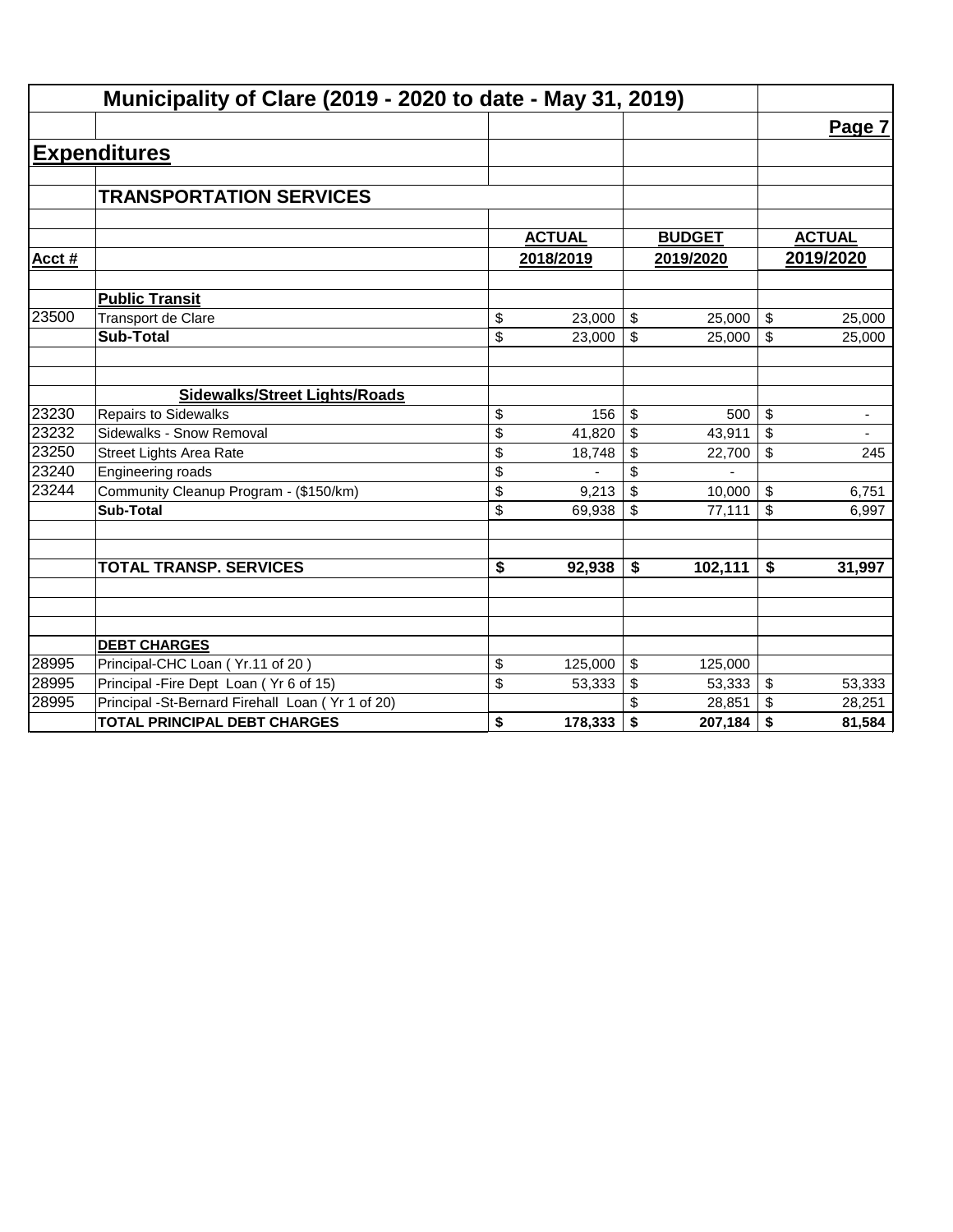# Municipality of Clare (2019 - 2020 to date - May 31, 2019)

Page 7

## Expenditures

### TRANSPORTATION SERVICES

| Acct # | | ACTUAL 2018/2019 | BUDGET 2019/2020 | ACTUAL 2019/2020 |
|---|---|---|---|---|
| | **Public Transit** | | | |
| 23500 | Transport de Clare | $ 23,000 | $ 25,000 | $ 25,000 |
| | **Sub-Total** | $ 23,000 | $ 25,000 | $ 25,000 |
| | **Sidewalks/Street Lights/Roads** | | | |
| 23230 | Repairs to Sidewalks | $ 156 | $ 500 | $ - |
| 23232 | Sidewalks - Snow Removal | $ 41,820 | $ 43,911 | $ - |
| 23250 | Street Lights Area Rate | $ 18,748 | $ 22,700 | $ 245 |
| 23240 | Engineering roads | $ - | $ - | |
| 23244 | Community Cleanup Program - ($150/km) | $ 9,213 | $ 10,000 | $ 6,751 |
| | **Sub-Total** | $ 69,938 | $ 77,111 | $ 6,997 |
| | **TOTAL TRANSP. SERVICES** | **$ 92,938** | **$ 102,111** | **$ 31,997** |
| | **DEBT CHARGES** | | | |
| 28995 | Principal-CHC Loan ( Yr.11 of 20 ) | $ 125,000 | $ 125,000 | |
| 28995 | Principal -Fire Dept Loan ( Yr 6 of 15) | $ 53,333 | $ 53,333 | $ 53,333 |
| 28995 | Principal -St-Bernard Firehall Loan ( Yr 1 of 20) | | $ 28,851 | $ 28,251 |
| | **TOTAL PRINCIPAL DEBT CHARGES** | **$ 178,333** | **$ 207,184** | **$ 81,584** |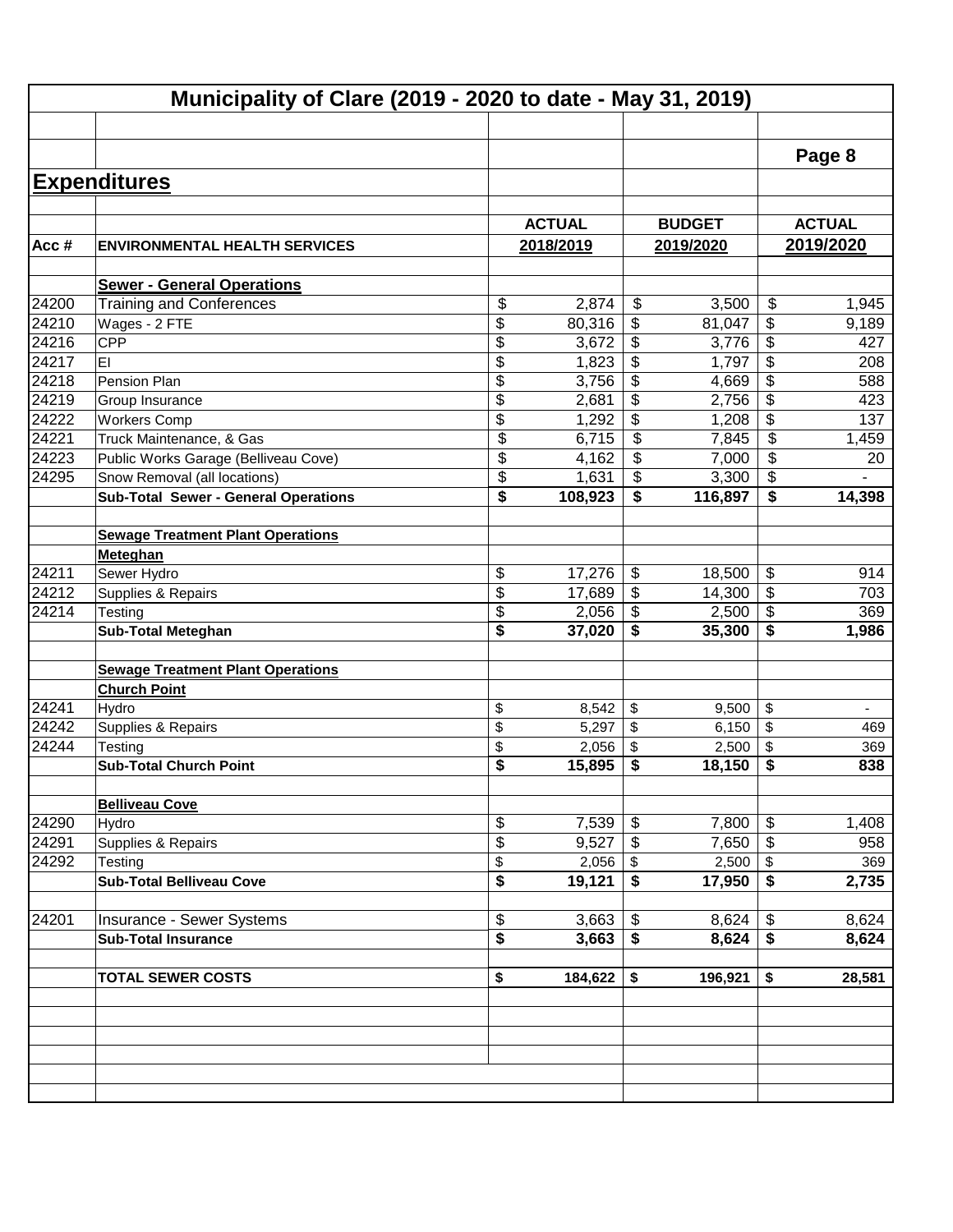# Municipality of Clare (2019 - 2020 to date - May 31, 2019)

## Expenditures

| Acc # | ENVIRONMENTAL HEALTH SERVICES | ACTUAL 2018/2019 | BUDGET 2019/2020 | ACTUAL 2019/2020 |
|---|---|---|---|---|
| | **Sewer - General Operations** | | | |
| 24200 | Training and Conferences | $ 2,874 | $ 3,500 | $ 1,945 |
| 24210 | Wages - 2 FTE | $ 80,316 | $ 81,047 | $ 9,189 |
| 24216 | CPP | $ 3,672 | $ 3,776 | $ 427 |
| 24217 | EI | $ 1,823 | $ 1,797 | $ 208 |
| 24218 | Pension Plan | $ 3,756 | $ 4,669 | $ 588 |
| 24219 | Group Insurance | $ 2,681 | $ 2,756 | $ 423 |
| 24222 | Workers Comp | $ 1,292 | $ 1,208 | $ 137 |
| 24221 | Truck Maintenance, & Gas | $ 6,715 | $ 7,845 | $ 1,459 |
| 24223 | Public Works Garage (Belliveau Cove) | $ 4,162 | $ 7,000 | $ 20 |
| 24295 | Snow Removal (all locations) | $ 1,631 | $ 3,300 | $ - |
| | **Sub-Total Sewer - General Operations** | **$ 108,923** | **$ 116,897** | **$ 14,398** |
| | **Sewage Treatment Plant Operations** | | | |
| | **Meteghan** | | | |
| 24211 | Sewer Hydro | $ 17,276 | $ 18,500 | $ 914 |
| 24212 | Supplies & Repairs | $ 17,689 | $ 14,300 | $ 703 |
| 24214 | Testing | $ 2,056 | $ 2,500 | $ 369 |
| | **Sub-Total Meteghan** | **$ 37,020** | **$ 35,300** | **$ 1,986** |
| | **Sewage Treatment Plant Operations** | | | |
| | **Church Point** | | | |
| 24241 | Hydro | $ 8,542 | $ 9,500 | $ - |
| 24242 | Supplies & Repairs | $ 5,297 | $ 6,150 | $ 469 |
| 24244 | Testing | $ 2,056 | $ 2,500 | $ 369 |
| | **Sub-Total Church Point** | **$ 15,895** | **$ 18,150** | **$ 838** |
| | **Belliveau Cove** | | | |
| 24290 | Hydro | $ 7,539 | $ 7,800 | $ 1,408 |
| 24291 | Supplies & Repairs | $ 9,527 | $ 7,650 | $ 958 |
| 24292 | Testing | $ 2,056 | $ 2,500 | $ 369 |
| | **Sub-Total Belliveau Cove** | **$ 19,121** | **$ 17,950** | **$ 2,735** |
| 24201 | Insurance - Sewer Systems | $ 3,663 | $ 8,624 | $ 8,624 |
| | **Sub-Total Insurance** | **$ 3,663** | **$ 8,624** | **$ 8,624** |
| | **TOTAL SEWER COSTS** | **$ 184,622** | **$ 196,921** | **$ 28,581** |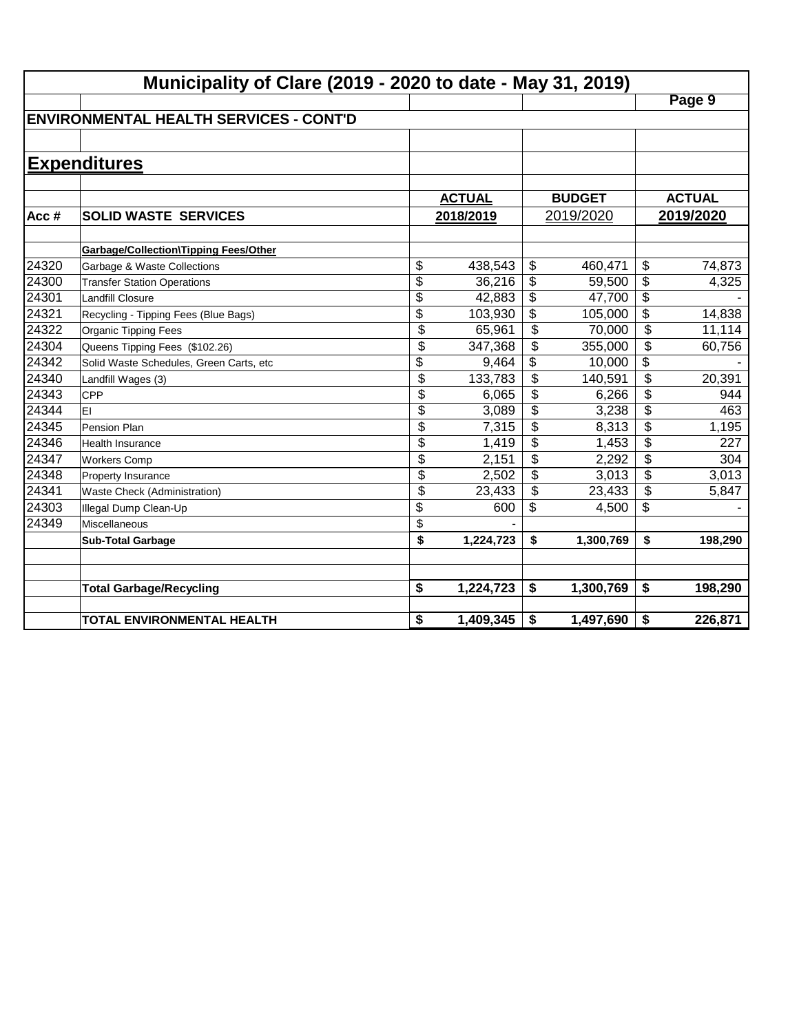# Municipality of Clare (2019 - 2020 to date - May 31, 2019)

## ENVIRONMENTAL HEALTH SERVICES - CONT'D

## Expenditures

| Acc # | SOLID WASTE SERVICES | ACTUAL 2018/2019 | BUDGET 2019/2020 | ACTUAL 2019/2020 |
|---|---|---|---|---|
| | **Garbage/Collection\Tipping Fees/Other** | | | |
| 24320 | Garbage & Waste Collections | $ 438,543 | $ 460,471 | $ 74,873 |
| 24300 | Transfer Station Operations | $ 36,216 | $ 59,500 | $ 4,325 |
| 24301 | Landfill Closure | $ 42,883 | $ 47,700 | $ - |
| 24321 | Recycling - Tipping Fees (Blue Bags) | $ 103,930 | $ 105,000 | $ 14,838 |
| 24322 | Organic Tipping Fees | $ 65,961 | $ 70,000 | $ 11,114 |
| 24304 | Queens Tipping Fees ($102.26) | $ 347,368 | $ 355,000 | $ 60,756 |
| 24342 | Solid Waste Schedules, Green Carts, etc | $ 9,464 | $ 10,000 | $ - |
| 24340 | Landfill Wages (3) | $ 133,783 | $ 140,591 | $ 20,391 |
| 24343 | CPP | $ 6,065 | $ 6,266 | $ 944 |
| 24344 | EI | $ 3,089 | $ 3,238 | $ 463 |
| 24345 | Pension Plan | $ 7,315 | $ 8,313 | $ 1,195 |
| 24346 | Health Insurance | $ 1,419 | $ 1,453 | $ 227 |
| 24347 | Workers Comp | $ 2,151 | $ 2,292 | $ 304 |
| 24348 | Property Insurance | $ 2,502 | $ 3,013 | $ 3,013 |
| 24341 | Waste Check (Administration) | $ 23,433 | $ 23,433 | $ 5,847 |
| 24303 | Illegal Dump Clean-Up | $ 600 | $ 4,500 | $ - |
| 24349 | Miscellaneous | $ - | | |
| | **Sub-Total Garbage** | **$ 1,224,723** | **$ 1,300,769** | **$ 198,290** |
| | | | | |
| | **Total Garbage/Recycling** | **$ 1,224,723** | **$ 1,300,769** | **$ 198,290** |
| | | | | |
| | **TOTAL ENVIRONMENTAL HEALTH** | **$ 1,409,345** | **$ 1,497,690** | **$ 226,871** |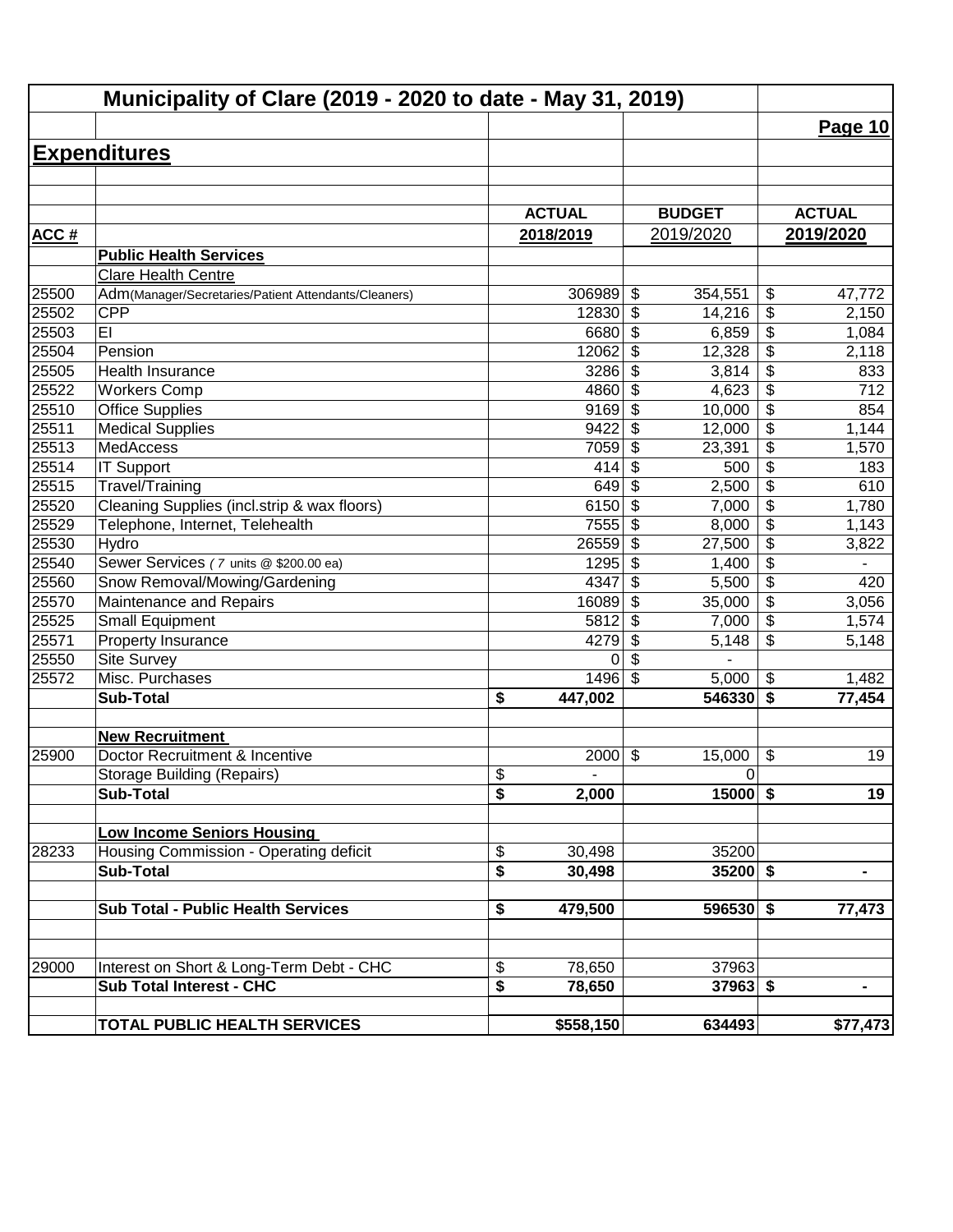## Municipality of Clare (2019 - 2020 to date - May 31, 2019)

**Page 10**

## Expenditures

| ACC # | | ACTUAL 2018/2019 | BUDGET 2019/2020 | ACTUAL 2019/2020 |
|---|---|---|---|---|
| | **Public Health Services** | | | |
| | Clare Health Centre | | | |
| 25500 | Adm(Manager/Secretaries/Patient Attendants/Cleaners) | 306989 | $ 354,551 | $ 47,772 |
| 25502 | CPP | 12830 | $ 14,216 | $ 2,150 |
| 25503 | EI | 6680 | $ 6,859 | $ 1,084 |
| 25504 | Pension | 12062 | $ 12,328 | $ 2,118 |
| 25505 | Health Insurance | 3286 | $ 3,814 | $ 833 |
| 25522 | Workers Comp | 4860 | $ 4,623 | $ 712 |
| 25510 | Office Supplies | 9169 | $ 10,000 | $ 854 |
| 25511 | Medical Supplies | 9422 | $ 12,000 | $ 1,144 |
| 25513 | MedAccess | 7059 | $ 23,391 | $ 1,570 |
| 25514 | IT Support | 414 | $ 500 | $ 183 |
| 25515 | Travel/Training | 649 | $ 2,500 | $ 610 |
| 25520 | Cleaning Supplies (incl.strip & wax floors) | 6150 | $ 7,000 | $ 1,780 |
| 25529 | Telephone, Internet, Telehealth | 7555 | $ 8,000 | $ 1,143 |
| 25530 | Hydro | 26559 | $ 27,500 | $ 3,822 |
| 25540 | Sewer Services ( 7 units @ $200.00 ea) | 1295 | $ 1,400 | $ - |
| 25560 | Snow Removal/Mowing/Gardening | 4347 | $ 5,500 | $ 420 |
| 25570 | Maintenance and Repairs | 16089 | $ 35,000 | $ 3,056 |
| 25525 | Small Equipment | 5812 | $ 7,000 | $ 1,574 |
| 25571 | Property Insurance | 4279 | $ 5,148 | $ 5,148 |
| 25550 | Site Survey | 0 | $ - | |
| 25572 | Misc. Purchases | 1496 | $ 5,000 | $ 1,482 |
| | **Sub-Total** | **$ 447,002** | **546330** | **$ 77,454** |
| | | | | |
| | **New Recruitment** | | | |
| 25900 | Doctor Recruitment & Incentive | 2000 | $ 15,000 | $ 19 |
| | Storage Building (Repairs) | $ - | 0 | |
| | **Sub-Total** | **$ 2,000** | **15000** | **$ 19** |
| | | | | |
| | **Low Income Seniors Housing** | | | |
| 28233 | Housing Commission - Operating deficit | $ 30,498 | 35200 | |
| | **Sub-Total** | **$ 30,498** | **35200** | **$ -** |
| | | | | |
| | **Sub Total - Public Health Services** | **$ 479,500** | **596530** | **$ 77,473** |
| | | | | |
| 29000 | Interest on Short & Long-Term Debt - CHC | $ 78,650 | 37963 | |
| | **Sub Total Interest - CHC** | **$ 78,650** | **37963** | **$ -** |
| | | | | |
| | **TOTAL PUBLIC HEALTH SERVICES** | **$558,150** | **634493** | **$77,473** |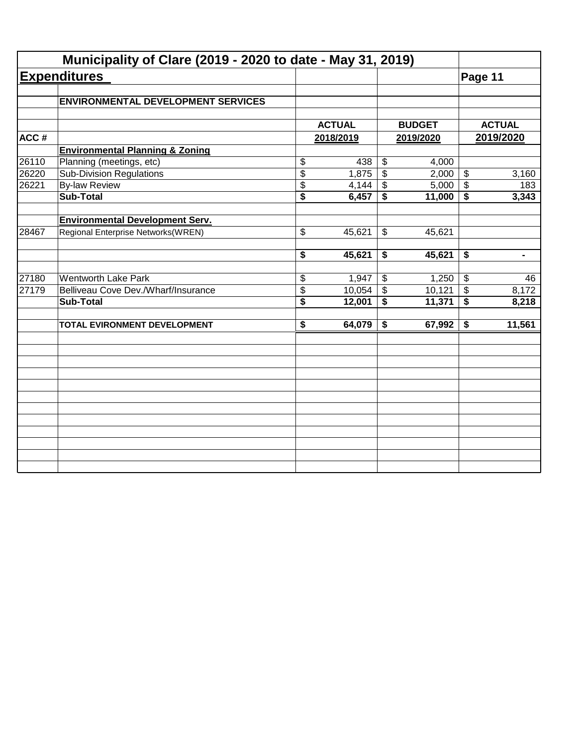# Municipality of Clare (2019 - 2020 to date - May 31, 2019)

## Expenditures

| | | | | |
|---|---|---|---|---|
| | **ENVIRONMENTAL DEVELOPMENT SERVICES** | | | |
| | | | | |
| | | **ACTUAL** | **BUDGET** | **ACTUAL** |
| **ACC #** | | **2018/2019** | **2019/2020** | **2019/2020** |
| | **Environmental Planning & Zoning** | | | |
| 26110 | Planning (meetings, etc) | $ 438 | $ 4,000 | |
| 26220 | Sub-Division Regulations | $ 1,875 | $ 2,000 | $ 3,160 |
| 26221 | By-law Review | $ 4,144 | $ 5,000 | $ 183 |
| | **Sub-Total** | **$ 6,457** | **$ 11,000** | **$ 3,343** |
| | | | | |
| | **Environmental Development Serv.** | | | |
| 28467 | Regional Enterprise Networks(WREN) | $ 45,621 | $ 45,621 | |
| | | | | |
| | | **$ 45,621** | **$ 45,621** | **$ -** |
| | | | | |
| 27180 | Wentworth Lake Park | $ 1,947 | $ 1,250 | $ 46 |
| 27179 | Belliveau Cove Dev./Wharf/Insurance | $ 10,054 | $ 10,121 | $ 8,172 |
| | **Sub-Total** | **$ 12,001** | **$ 11,371** | **$ 8,218** |
| | | | | |
| | **TOTAL EVIRONMENT DEVELOPMENT** | **$ 64,079** | **$ 67,992** | **$ 11,561** |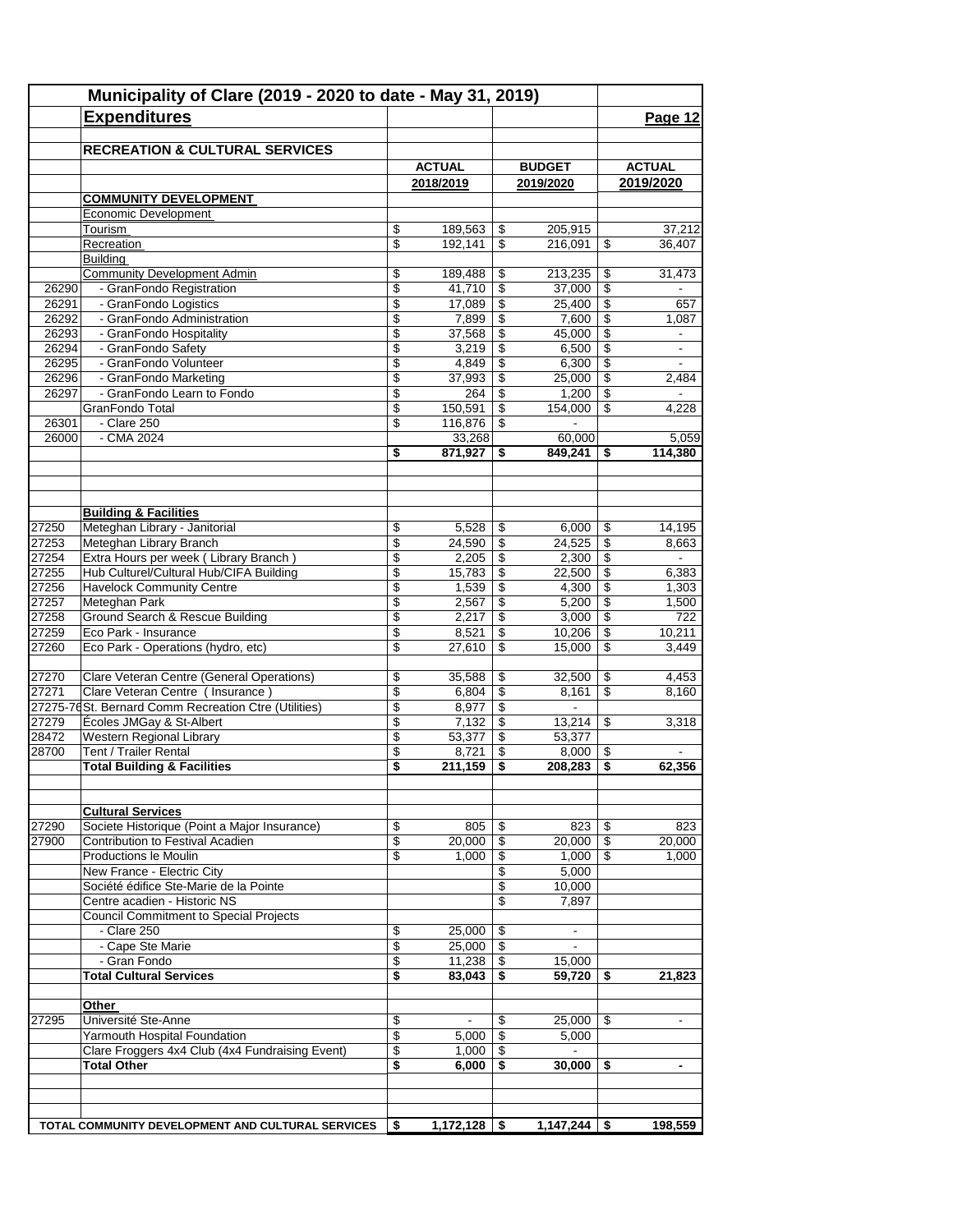# Municipality of Clare (2019 - 2020 to date - May 31, 2019)

## Expenditures

**RECREATION & CULTURAL SERVICES**

| | | ACTUAL 2018/2019 | BUDGET 2019/2020 | ACTUAL 2019/2020 |
|---|---|---|---|---|
| | **COMMUNITY DEVELOPMENT** | | | |
| | Economic Development | | | |
| | Tourism | $ 189,563 | $ 205,915 | 37,212 |
| | Recreation | $ 192,141 | $ 216,091 | $ 36,407 |
| | Building | | | |
| | Community Development Admin | $ 189,488 | $ 213,235 | $ 31,473 |
| 26290 | - GranFondo Registration | $ 41,710 | $ 37,000 | $ - |
| 26291 | - GranFondo Logistics | $ 17,089 | $ 25,400 | $ 657 |
| 26292 | - GranFondo Administration | $ 7,899 | $ 7,600 | $ 1,087 |
| 26293 | - GranFondo Hospitality | $ 37,568 | $ 45,000 | $ - |
| 26294 | - GranFondo Safety | $ 3,219 | $ 6,500 | $ - |
| 26295 | - GranFondo Volunteer | $ 4,849 | $ 6,300 | $ - |
| 26296 | - GranFondo Marketing | $ 37,993 | $ 25,000 | $ 2,484 |
| 26297 | - GranFondo Learn to Fondo | $ 264 | $ 1,200 | $ - |
| | GranFondo Total | $ 150,591 | $ 154,000 | $ 4,228 |
| 26301 | - Clare 250 | $ 116,876 | $ - | |
| 26000 | - CMA 2024 | 33,268 | 60,000 | 5,059 |
| | | **$ 871,927** | **$ 849,241** | **$ 114,380** |
| | **Building & Facilities** | | | |
| 27250 | Meteghan Library - Janitorial | $ 5,528 | $ 6,000 | $ 14,195 |
| 27253 | Meteghan Library Branch | $ 24,590 | $ 24,525 | $ 8,663 |
| 27254 | Extra Hours per week ( Library Branch ) | $ 2,205 | $ 2,300 | $ - |
| 27255 | Hub Culturel/Cultural Hub/CIFA Building | $ 15,783 | $ 22,500 | $ 6,383 |
| 27256 | Havelock Community Centre | $ 1,539 | $ 4,300 | $ 1,303 |
| 27257 | Meteghan Park | $ 2,567 | $ 5,200 | $ 1,500 |
| 27258 | Ground Search & Rescue Building | $ 2,217 | $ 3,000 | $ 722 |
| 27259 | Eco Park - Insurance | $ 8,521 | $ 10,206 | $ 10,211 |
| 27260 | Eco Park - Operations (hydro, etc) | $ 27,610 | $ 15,000 | $ 3,449 |
| 27270 | Clare Veteran Centre (General Operations) | $ 35,588 | $ 32,500 | $ 4,453 |
| 27271 | Clare Veteran Centre ( Insurance ) | $ 6,804 | $ 8,161 | $ 8,160 |
| 27275-76 | St. Bernard Comm Recreation Ctre (Utilities) | $ 8,977 | $ - | |
| 27279 | Écoles JMGay & St-Albert | $ 7,132 | $ 13,214 | $ 3,318 |
| 28472 | Western Regional Library | $ 53,377 | $ 53,377 | |
| 28700 | Tent / Trailer Rental | $ 8,721 | $ 8,000 | $ - |
| | **Total Building & Facilities** | **$ 211,159** | **$ 208,283** | **$ 62,356** |
| | **Cultural Services** | | | |
| 27290 | Societe Historique (Point a Major Insurance) | $ 805 | $ 823 | $ 823 |
| 27900 | Contribution to Festival Acadien | $ 20,000 | $ 20,000 | $ 20,000 |
| | Productions le Moulin | $ 1,000 | $ 1,000 | $ 1,000 |
| | New France - Electric City | | $ 5,000 | |
| | Société édifice Ste-Marie de la Pointe | | $ 10,000 | |
| | Centre acadien - Historic NS | | $ 7,897 | |
| | Council Commitment to Special Projects | | | |
| | - Clare 250 | $ 25,000 | $ - | |
| | - Cape Ste Marie | $ 25,000 | $ - | |
| | - Gran Fondo | $ 11,238 | $ 15,000 | |
| | **Total Cultural Services** | **$ 83,043** | **$ 59,720** | **$ 21,823** |
| | **Other** | | | |
| 27295 | Université Ste-Anne | $ - | $ 25,000 | $ - |
| | Yarmouth Hospital Foundation | $ 5,000 | $ 5,000 | |
| | Clare Froggers 4x4 Club (4x4 Fundraising Event) | $ 1,000 | $ - | |
| | **Total Other** | **$ 6,000** | **$ 30,000** | **$ -** |
| | **TOTAL COMMUNITY DEVELOPMENT AND CULTURAL SERVICES** | **$ 1,172,128** | **$ 1,147,244** | **$ 198,559** |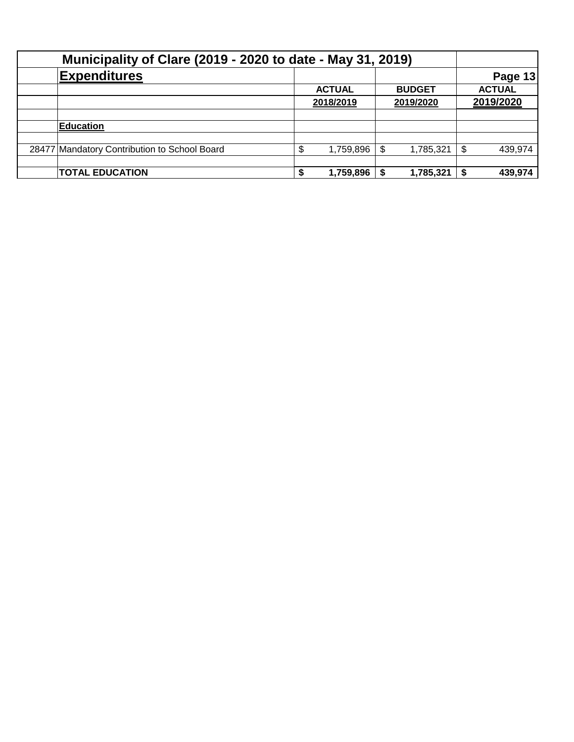| | Municipality of Clare (2019 - 2020 to date - May 31, 2019) | | | |
|---|---|---|---|---|
| | **Expenditures** | | | |
| | | **ACTUAL** | **BUDGET** | **ACTUAL** |
| | | **2018/2019** | **2019/2020** | **2019/2020** |
| | | | | |
| | **Education** | | | |
| | | | | |
| 28477 | Mandatory Contribution to School Board | $ 1,759,896 | $ 1,785,321 | $ 439,974 |
| | | | | |
| | **TOTAL EDUCATION** | **$ 1,759,896** | **$ 1,785,321** | **$ 439,974** |